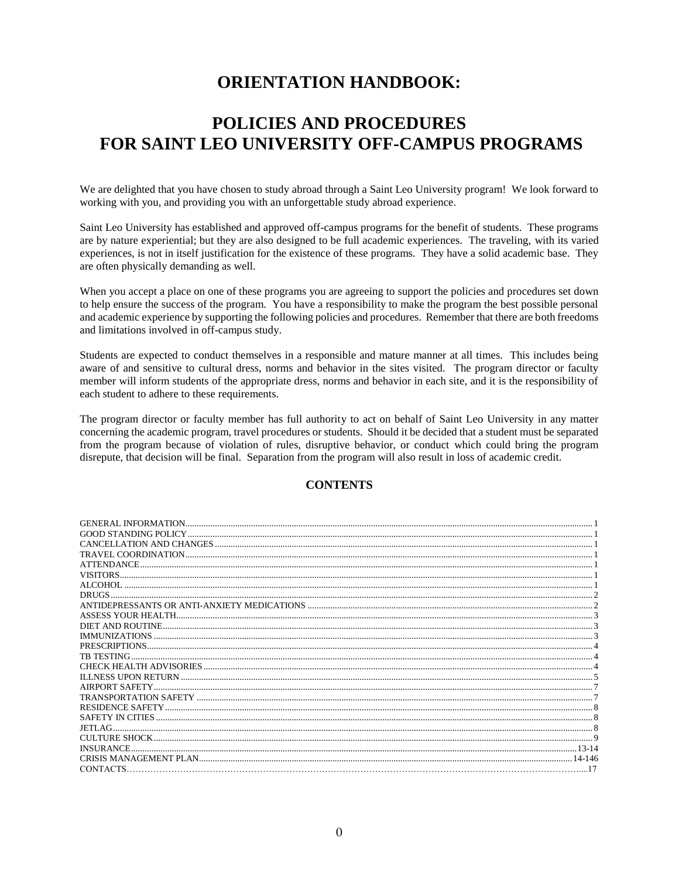# ORIENTATION HANDBOOK:

# POLICIES AND PROCEDURES FOR SAINT LEO UNIVERSITY OFF-CAMPUS PROGRAMS

We are delighted that you have chosen to study abroad through a Saint Leo University program! We look forward to working with you, and providing you with an unforgettable study abroad experience.

Saint Leo University has established and approved off-campus programs for the benefit of students. These programs are by nature experiential; but they are also designed to be full academic experiences. The traveling, with its varied experiences, is not in itself justification for the existence of these programs. They have a solid academic base. They are often physically demanding as well.

When you accept a place on one of these programs you are agreeing to support the policies and procedures set down to help ensure the success of the program. You have a responsibility to make the program the best possible personal and academic experience by supporting the following policies and procedures. Remember that there are both freedoms and limitations involved in off-campus study.

Students are expected to conduct themselves in a responsible and mature manner at all times. This includes being aware of and sensitive to cultural dress, norms and behavior in the sites visited. The program director or faculty member will inform students of the appropriate dress, norms and behavior in each site, and it is the responsibility of each student to adhere to these requirements.

The program director or faculty member has full authority to act on behalf of Saint Leo University in any matter concerning the academic program, travel procedures or students. Should it be decided that a student must be separated from the program because of violation of rules, disruptive behavior, or conduct which could bring the program disrepute, that decision will be final. Separation from the program will also result in loss of academic credit.

## CONTENTS

| Section | Page |
|---|---|
| GENERAL INFORMATION | 1 |
| GOOD STANDING POLICY | 1 |
| CANCELLATION AND CHANGES | 1 |
| TRAVEL COORDINATION | 1 |
| ATTENDANCE | 1 |
| VISITORS | 1 |
| ALCOHOL | 1 |
| DRUGS | 2 |
| ANTIDEPRESSANTS OR ANTI-ANXIETY MEDICATIONS | 2 |
| ASSESS YOUR HEALTH | 3 |
| DIET AND ROUTINE | 3 |
| IMMUNIZATIONS | 3 |
| PRESCRIPTIONS | 4 |
| TB TESTING | 4 |
| CHECK HEALTH ADVISORIES | 4 |
| ILLNESS UPON RETURN | 5 |
| AIRPORT SAFETY | 7 |
| TRANSPORTATION SAFETY | 7 |
| RESIDENCE SAFETY | 8 |
| SAFETY IN CITIES | 8 |
| JETLAG | 8 |
| CULTURE SHOCK | 9 |
| INSURANCE | 13-14 |
| CRISIS MANAGEMENT PLAN | 14-146 |
| CONTACTS | 17 |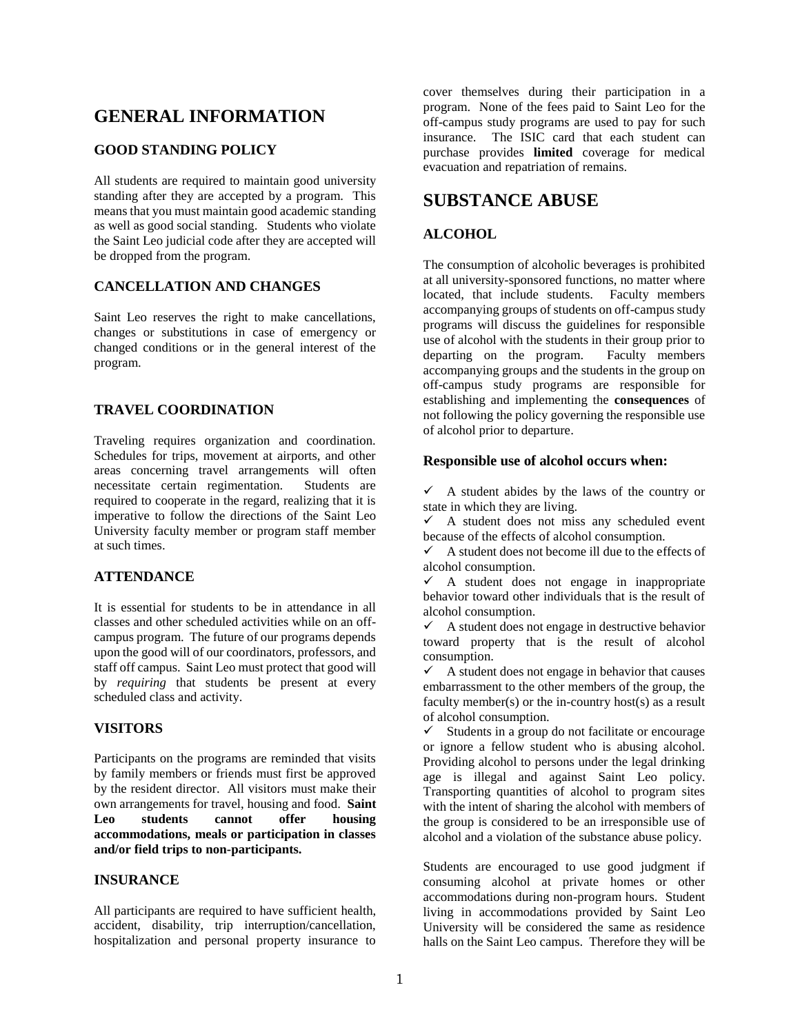# GENERAL INFORMATION

## GOOD STANDING POLICY

All students are required to maintain good university standing after they are accepted by a program. This means that you must maintain good academic standing as well as good social standing. Students who violate the Saint Leo judicial code after they are accepted will be dropped from the program.

## CANCELLATION AND CHANGES

Saint Leo reserves the right to make cancellations, changes or substitutions in case of emergency or changed conditions or in the general interest of the program.

## TRAVEL COORDINATION

Traveling requires organization and coordination. Schedules for trips, movement at airports, and other areas concerning travel arrangements will often necessitate certain regimentation. Students are required to cooperate in the regard, realizing that it is imperative to follow the directions of the Saint Leo University faculty member or program staff member at such times.

## ATTENDANCE

It is essential for students to be in attendance in all classes and other scheduled activities while on an off-campus program. The future of our programs depends upon the good will of our coordinators, professors, and staff off campus. Saint Leo must protect that good will by *requiring* that students be present at every scheduled class and activity.

## VISITORS

Participants on the programs are reminded that visits by family members or friends must first be approved by the resident director. All visitors must make their own arrangements for travel, housing and food. **Saint Leo students cannot offer housing accommodations, meals or participation in classes and/or field trips to non-participants.**

## INSURANCE

All participants are required to have sufficient health, accident, disability, trip interruption/cancellation, hospitalization and personal property insurance to cover themselves during their participation in a program. None of the fees paid to Saint Leo for the off-campus study programs are used to pay for such insurance. The ISIC card that each student can purchase provides **limited** coverage for medical evacuation and repatriation of remains.

# SUBSTANCE ABUSE

## ALCOHOL

The consumption of alcoholic beverages is prohibited at all university-sponsored functions, no matter where located, that include students. Faculty members accompanying groups of students on off-campus study programs will discuss the guidelines for responsible use of alcohol with the students in their group prior to departing on the program. Faculty members accompanying groups and the students in the group on off-campus study programs are responsible for establishing and implementing the **consequences** of not following the policy governing the responsible use of alcohol prior to departure.

### Responsible use of alcohol occurs when:

- ✓ A student abides by the laws of the country or state in which they are living.
- ✓ A student does not miss any scheduled event because of the effects of alcohol consumption.
- ✓ A student does not become ill due to the effects of alcohol consumption.
- ✓ A student does not engage in inappropriate behavior toward other individuals that is the result of alcohol consumption.
- ✓ A student does not engage in destructive behavior toward property that is the result of alcohol consumption.
- ✓ A student does not engage in behavior that causes embarrassment to the other members of the group, the faculty member(s) or the in-country host(s) as a result of alcohol consumption.
- ✓ Students in a group do not facilitate or encourage or ignore a fellow student who is abusing alcohol. Providing alcohol to persons under the legal drinking age is illegal and against Saint Leo policy. Transporting quantities of alcohol to program sites with the intent of sharing the alcohol with members of the group is considered to be an irresponsible use of alcohol and a violation of the substance abuse policy.

Students are encouraged to use good judgment if consuming alcohol at private homes or other accommodations during non-program hours. Student living in accommodations provided by Saint Leo University will be considered the same as residence halls on the Saint Leo campus. Therefore they will be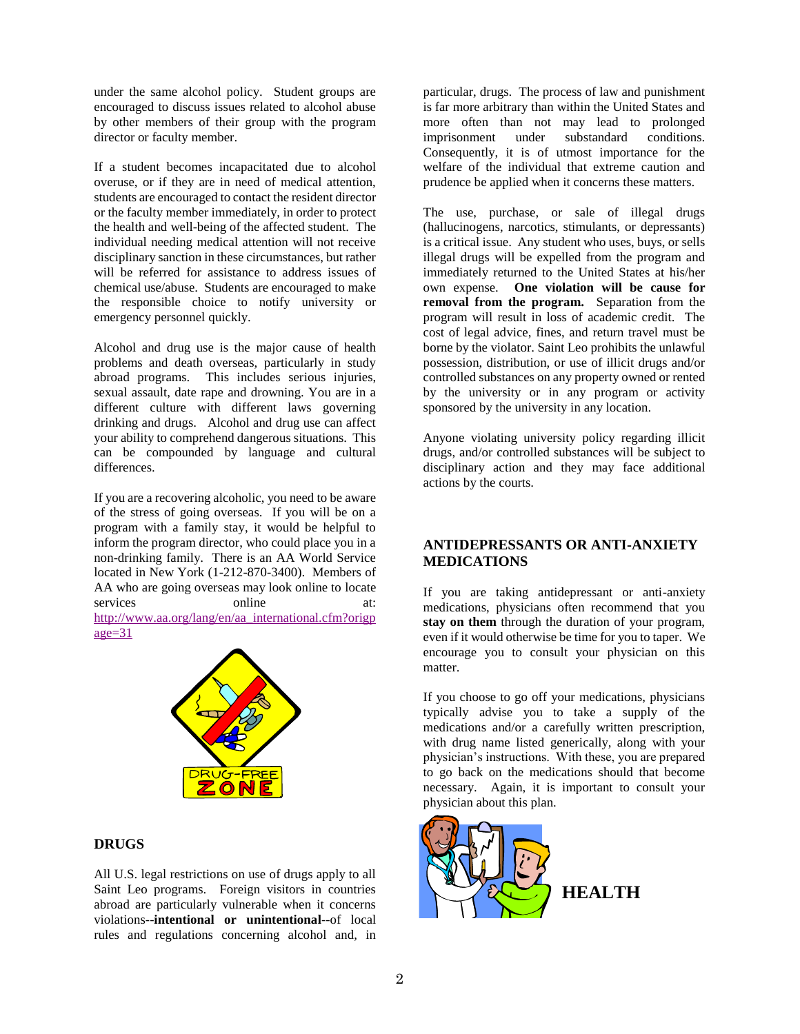under the same alcohol policy. Student groups are encouraged to discuss issues related to alcohol abuse by other members of their group with the program director or faculty member.

If a student becomes incapacitated due to alcohol overuse, or if they are in need of medical attention, students are encouraged to contact the resident director or the faculty member immediately, in order to protect the health and well-being of the affected student. The individual needing medical attention will not receive disciplinary sanction in these circumstances, but rather will be referred for assistance to address issues of chemical use/abuse. Students are encouraged to make the responsible choice to notify university or emergency personnel quickly.

Alcohol and drug use is the major cause of health problems and death overseas, particularly in study abroad programs. This includes serious injuries, sexual assault, date rape and drowning. You are in a different culture with different laws governing drinking and drugs. Alcohol and drug use can affect your ability to comprehend dangerous situations. This can be compounded by language and cultural differences.

If you are a recovering alcoholic, you need to be aware of the stress of going overseas. If you will be on a program with a family stay, it would be helpful to inform the program director, who could place you in a non-drinking family. There is an AA World Service located in New York (1-212-870-3400). Members of AA who are going overseas may look online to locate services online at: http://www.aa.org/lang/en/aa_international.cfm?origpage=31

## DRUGS

All U.S. legal restrictions on use of drugs apply to all Saint Leo programs. Foreign visitors in countries abroad are particularly vulnerable when it concerns violations--**intentional or unintentional**--of local rules and regulations concerning alcohol and, in particular, drugs. The process of law and punishment is far more arbitrary than within the United States and more often than not may lead to prolonged imprisonment under substandard conditions. Consequently, it is of utmost importance for the welfare of the individual that extreme caution and prudence be applied when it concerns these matters.

The use, purchase, or sale of illegal drugs (hallucinogens, narcotics, stimulants, or depressants) is a critical issue. Any student who uses, buys, or sells illegal drugs will be expelled from the program and immediately returned to the United States at his/her own expense. **One violation will be cause for removal from the program.** Separation from the program will result in loss of academic credit. The cost of legal advice, fines, and return travel must be borne by the violator. Saint Leo prohibits the unlawful possession, distribution, or use of illicit drugs and/or controlled substances on any property owned or rented by the university or in any program or activity sponsored by the university in any location.

Anyone violating university policy regarding illicit drugs, and/or controlled substances will be subject to disciplinary action and they may face additional actions by the courts.

## ANTIDEPRESSANTS OR ANTI-ANXIETY MEDICATIONS

If you are taking antidepressant or anti-anxiety medications, physicians often recommend that you **stay on them** through the duration of your program, even if it would otherwise be time for you to taper. We encourage you to consult your physician on this matter.

If you choose to go off your medications, physicians typically advise you to take a supply of the medications and/or a carefully written prescription, with drug name listed generically, along with your physician's instructions. With these, you are prepared to go back on the medications should that become necessary. Again, it is important to consult your physician about this plan.

## HEALTH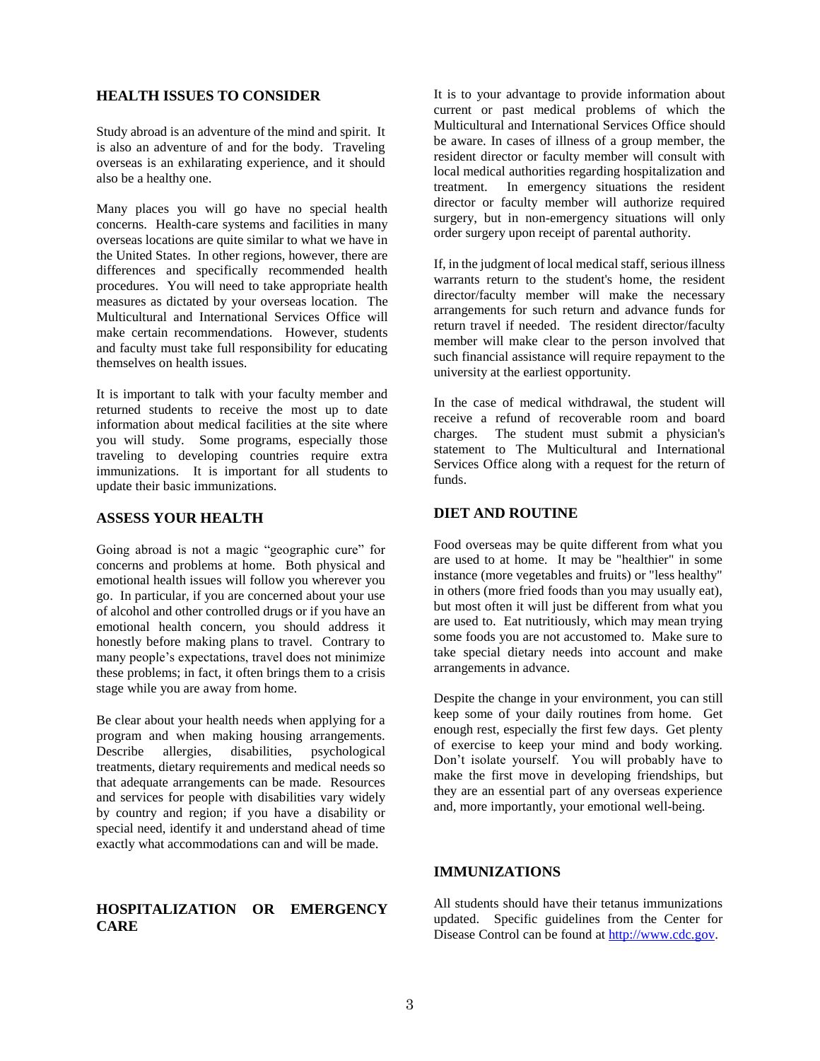## HEALTH ISSUES TO CONSIDER

Study abroad is an adventure of the mind and spirit. It is also an adventure of and for the body. Traveling overseas is an exhilarating experience, and it should also be a healthy one.

Many places you will go have no special health concerns. Health-care systems and facilities in many overseas locations are quite similar to what we have in the United States. In other regions, however, there are differences and specifically recommended health procedures. You will need to take appropriate health measures as dictated by your overseas location. The Multicultural and International Services Office will make certain recommendations. However, students and faculty must take full responsibility for educating themselves on health issues.

It is important to talk with your faculty member and returned students to receive the most up to date information about medical facilities at the site where you will study. Some programs, especially those traveling to developing countries require extra immunizations. It is important for all students to update their basic immunizations.

## ASSESS YOUR HEALTH

Going abroad is not a magic "geographic cure" for concerns and problems at home. Both physical and emotional health issues will follow you wherever you go. In particular, if you are concerned about your use of alcohol and other controlled drugs or if you have an emotional health concern, you should address it honestly before making plans to travel. Contrary to many people's expectations, travel does not minimize these problems; in fact, it often brings them to a crisis stage while you are away from home.

Be clear about your health needs when applying for a program and when making housing arrangements. Describe allergies, disabilities, psychological treatments, dietary requirements and medical needs so that adequate arrangements can be made. Resources and services for people with disabilities vary widely by country and region; if you have a disability or special need, identify it and understand ahead of time exactly what accommodations can and will be made.

## HOSPITALIZATION OR EMERGENCY CARE

It is to your advantage to provide information about current or past medical problems of which the Multicultural and International Services Office should be aware. In cases of illness of a group member, the resident director or faculty member will consult with local medical authorities regarding hospitalization and treatment. In emergency situations the resident director or faculty member will authorize required surgery, but in non-emergency situations will only order surgery upon receipt of parental authority.

If, in the judgment of local medical staff, serious illness warrants return to the student's home, the resident director/faculty member will make the necessary arrangements for such return and advance funds for return travel if needed. The resident director/faculty member will make clear to the person involved that such financial assistance will require repayment to the university at the earliest opportunity.

In the case of medical withdrawal, the student will receive a refund of recoverable room and board charges. The student must submit a physician's statement to The Multicultural and International Services Office along with a request for the return of funds.

## DIET AND ROUTINE

Food overseas may be quite different from what you are used to at home. It may be "healthier" in some instance (more vegetables and fruits) or "less healthy" in others (more fried foods than you may usually eat), but most often it will just be different from what you are used to. Eat nutritiously, which may mean trying some foods you are not accustomed to. Make sure to take special dietary needs into account and make arrangements in advance.

Despite the change in your environment, you can still keep some of your daily routines from home. Get enough rest, especially the first few days. Get plenty of exercise to keep your mind and body working. Don't isolate yourself. You will probably have to make the first move in developing friendships, but they are an essential part of any overseas experience and, more importantly, your emotional well-being.

## IMMUNIZATIONS

All students should have their tetanus immunizations updated. Specific guidelines from the Center for Disease Control can be found at [http://www.cdc.gov](http://www.cdc.gov).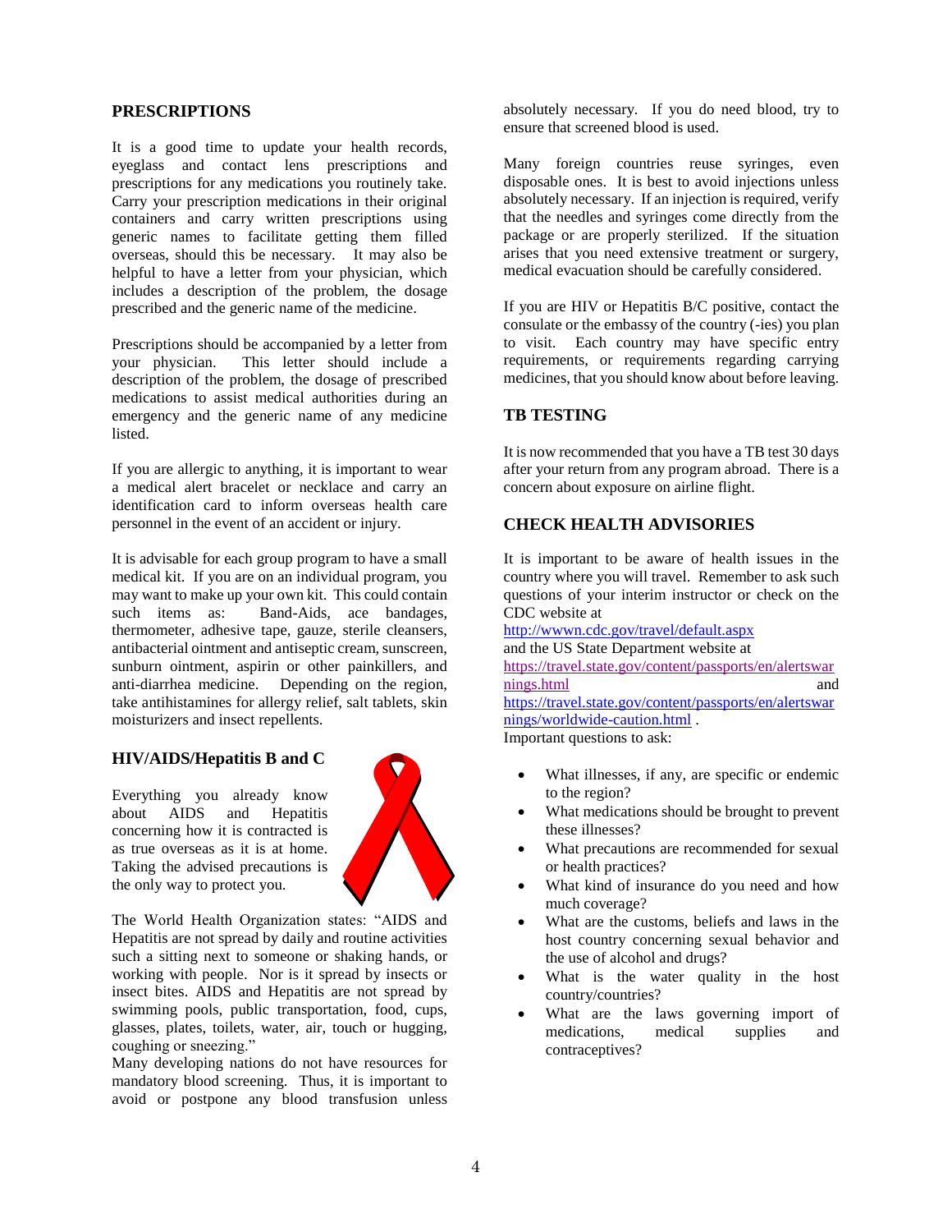## PRESCRIPTIONS

It is a good time to update your health records, eyeglass and contact lens prescriptions and prescriptions for any medications you routinely take. Carry your prescription medications in their original containers and carry written prescriptions using generic names to facilitate getting them filled overseas, should this be necessary. It may also be helpful to have a letter from your physician, which includes a description of the problem, the dosage prescribed and the generic name of the medicine.

Prescriptions should be accompanied by a letter from your physician. This letter should include a description of the problem, the dosage of prescribed medications to assist medical authorities during an emergency and the generic name of any medicine listed.

If you are allergic to anything, it is important to wear a medical alert bracelet or necklace and carry an identification card to inform overseas health care personnel in the event of an accident or injury.

It is advisable for each group program to have a small medical kit. If you are on an individual program, you may want to make up your own kit. This could contain such items as: Band-Aids, ace bandages, thermometer, adhesive tape, gauze, sterile cleansers, antibacterial ointment and antiseptic cream, sunscreen, sunburn ointment, aspirin or other painkillers, and anti-diarrhea medicine. Depending on the region, take antihistamines for allergy relief, salt tablets, skin moisturizers and insect repellents.

## HIV/AIDS/Hepatitis B and C

Everything you already know about AIDS and Hepatitis concerning how it is contracted is as true overseas as it is at home. Taking the advised precautions is the only way to protect you.

The World Health Organization states: "AIDS and Hepatitis are not spread by daily and routine activities such a sitting next to someone or shaking hands, or working with people. Nor is it spread by insects or insect bites. AIDS and Hepatitis are not spread by swimming pools, public transportation, food, cups, glasses, plates, toilets, water, air, touch or hugging, coughing or sneezing."

Many developing nations do not have resources for mandatory blood screening. Thus, it is important to avoid or postpone any blood transfusion unless absolutely necessary. If you do need blood, try to ensure that screened blood is used.

Many foreign countries reuse syringes, even disposable ones. It is best to avoid injections unless absolutely necessary. If an injection is required, verify that the needles and syringes come directly from the package or are properly sterilized. If the situation arises that you need extensive treatment or surgery, medical evacuation should be carefully considered.

If you are HIV or Hepatitis B/C positive, contact the consulate or the embassy of the country (-ies) you plan to visit. Each country may have specific entry requirements, or requirements regarding carrying medicines, that you should know about before leaving.

## TB TESTING

It is now recommended that you have a TB test 30 days after your return from any program abroad. There is a concern about exposure on airline flight.

## CHECK HEALTH ADVISORIES

It is important to be aware of health issues in the country where you will travel. Remember to ask such questions of your interim instructor or check on the CDC website at http://wwwn.cdc.gov/travel/default.aspx and the US State Department website at https://travel.state.gov/content/passports/en/alertswarnings.html and https://travel.state.gov/content/passports/en/alertswarnings/worldwide-caution.html .
Important questions to ask:

- What illnesses, if any, are specific or endemic to the region?
- What medications should be brought to prevent these illnesses?
- What precautions are recommended for sexual or health practices?
- What kind of insurance do you need and how much coverage?
- What are the customs, beliefs and laws in the host country concerning sexual behavior and the use of alcohol and drugs?
- What is the water quality in the host country/countries?
- What are the laws governing import of medications, medical supplies and contraceptives?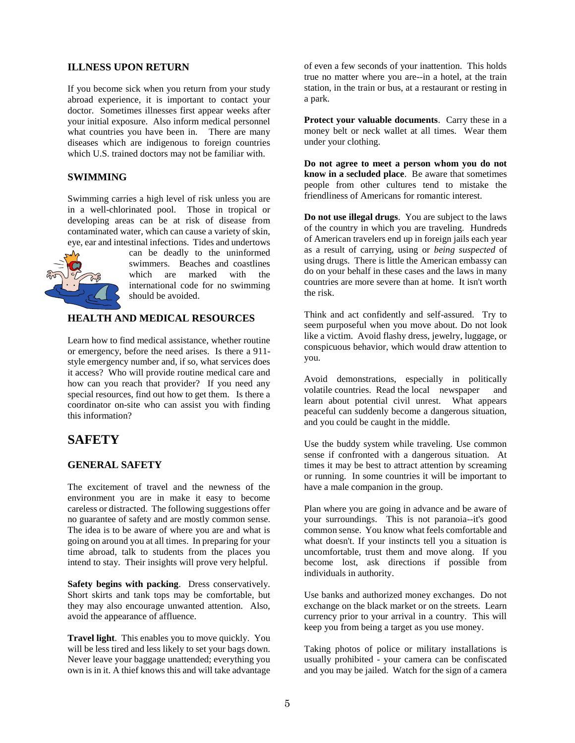### ILLNESS UPON RETURN

If you become sick when you return from your study abroad experience, it is important to contact your doctor. Sometimes illnesses first appear weeks after your initial exposure. Also inform medical personnel what countries you have been in. There are many diseases which are indigenous to foreign countries which U.S. trained doctors may not be familiar with.

### SWIMMING

Swimming carries a high level of risk unless you are in a well-chlorinated pool. Those in tropical or developing areas can be at risk of disease from contaminated water, which can cause a variety of skin, eye, ear and intestinal infections. Tides and undertows can be deadly to the uninformed swimmers. Beaches and coastlines which are marked with the international code for no swimming should be avoided.

### HEALTH AND MEDICAL RESOURCES

Learn how to find medical assistance, whether routine or emergency, before the need arises. Is there a 911-style emergency number and, if so, what services does it access? Who will provide routine medical care and how can you reach that provider? If you need any special resources, find out how to get them. Is there a coordinator on-site who can assist you with finding this information?

## SAFETY

### GENERAL SAFETY

The excitement of travel and the newness of the environment you are in make it easy to become careless or distracted. The following suggestions offer no guarantee of safety and are mostly common sense. The idea is to be aware of where you are and what is going on around you at all times. In preparing for your time abroad, talk to students from the places you intend to stay. Their insights will prove very helpful.

**Safety begins with packing**. Dress conservatively. Short skirts and tank tops may be comfortable, but they may also encourage unwanted attention. Also, avoid the appearance of affluence.

**Travel light**. This enables you to move quickly. You will be less tired and less likely to set your bags down. Never leave your baggage unattended; everything you own is in it. A thief knows this and will take advantage of even a few seconds of your inattention. This holds true no matter where you are--in a hotel, at the train station, in the train or bus, at a restaurant or resting in a park.

**Protect your valuable documents**. Carry these in a money belt or neck wallet at all times. Wear them under your clothing.

**Do not agree to meet a person whom you do not know in a secluded place**. Be aware that sometimes people from other cultures tend to mistake the friendliness of Americans for romantic interest.

**Do not use illegal drugs**. You are subject to the laws of the country in which you are traveling. Hundreds of American travelers end up in foreign jails each year as a result of carrying, using or *being suspected* of using drugs. There is little the American embassy can do on your behalf in these cases and the laws in many countries are more severe than at home. It isn't worth the risk.

Think and act confidently and self-assured. Try to seem purposeful when you move about. Do not look like a victim. Avoid flashy dress, jewelry, luggage, or conspicuous behavior, which would draw attention to you.

Avoid demonstrations, especially in politically volatile countries. Read the local newspaper and learn about potential civil unrest. What appears peaceful can suddenly become a dangerous situation, and you could be caught in the middle.

Use the buddy system while traveling. Use common sense if confronted with a dangerous situation. At times it may be best to attract attention by screaming or running. In some countries it will be important to have a male companion in the group.

Plan where you are going in advance and be aware of your surroundings. This is not paranoia--it's good common sense. You know what feels comfortable and what doesn't. If your instincts tell you a situation is uncomfortable, trust them and move along. If you become lost, ask directions if possible from individuals in authority.

Use banks and authorized money exchanges. Do not exchange on the black market or on the streets. Learn currency prior to your arrival in a country. This will keep you from being a target as you use money.

Taking photos of police or military installations is usually prohibited - your camera can be confiscated and you may be jailed. Watch for the sign of a camera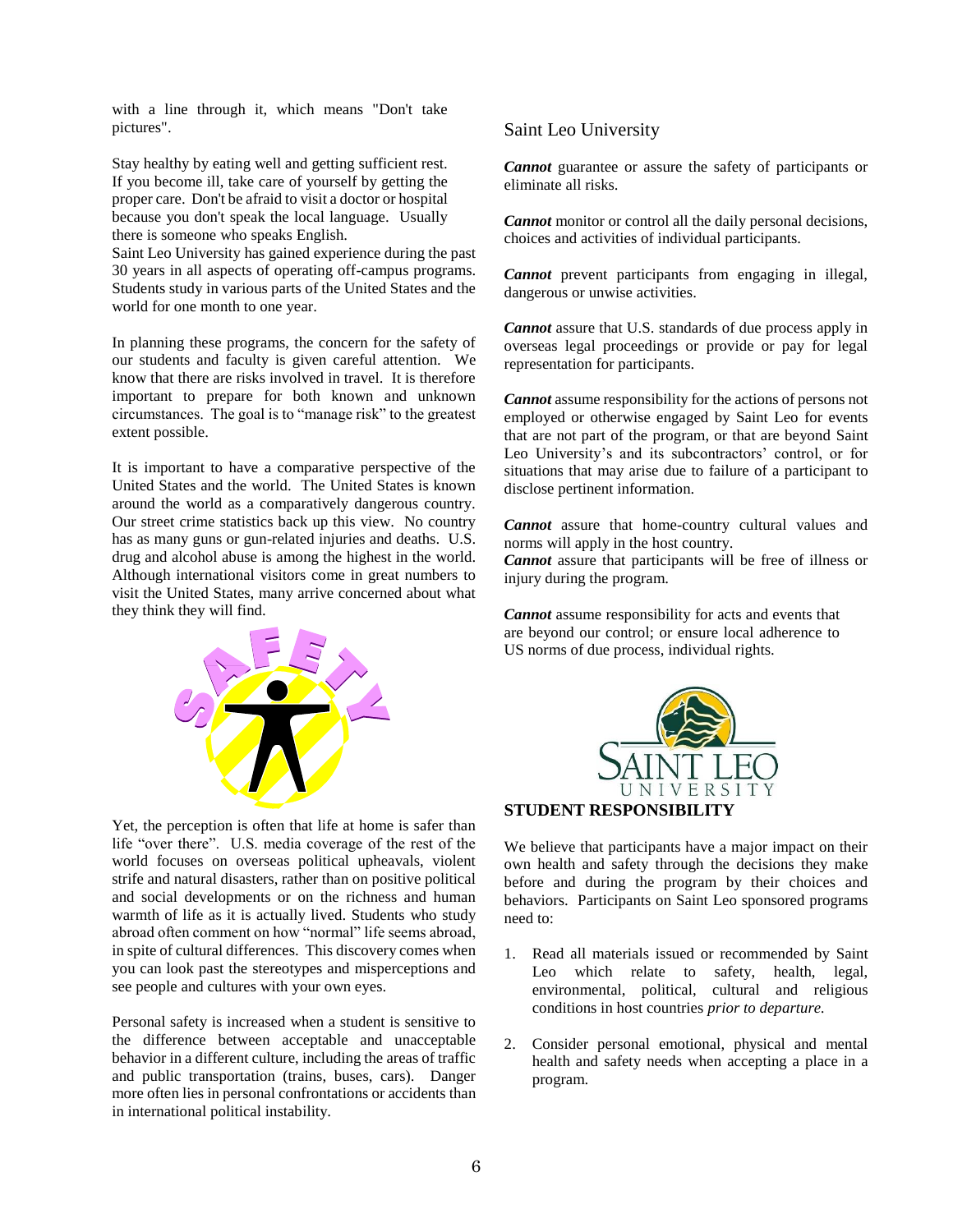with a line through it, which means "Don't take pictures".

Stay healthy by eating well and getting sufficient rest. If you become ill, take care of yourself by getting the proper care. Don't be afraid to visit a doctor or hospital because you don't speak the local language. Usually there is someone who speaks English.
Saint Leo University has gained experience during the past 30 years in all aspects of operating off-campus programs. Students study in various parts of the United States and the world for one month to one year.

In planning these programs, the concern for the safety of our students and faculty is given careful attention. We know that there are risks involved in travel. It is therefore important to prepare for both known and unknown circumstances. The goal is to "manage risk" to the greatest extent possible.

It is important to have a comparative perspective of the United States and the world. The United States is known around the world as a comparatively dangerous country. Our street crime statistics back up this view. No country has as many guns or gun-related injuries and deaths. U.S. drug and alcohol abuse is among the highest in the world. Although international visitors come in great numbers to visit the United States, many arrive concerned about what they think they will find.

Yet, the perception is often that life at home is safer than life "over there". U.S. media coverage of the rest of the world focuses on overseas political upheavals, violent strife and natural disasters, rather than on positive political and social developments or on the richness and human warmth of life as it is actually lived. Students who study abroad often comment on how "normal" life seems abroad, in spite of cultural differences. This discovery comes when you can look past the stereotypes and misperceptions and see people and cultures with your own eyes.

Personal safety is increased when a student is sensitive to the difference between acceptable and unacceptable behavior in a different culture, including the areas of traffic and public transportation (trains, buses, cars). Danger more often lies in personal confrontations or accidents than in international political instability.

## Saint Leo University

***Cannot*** guarantee or assure the safety of participants or eliminate all risks.

***Cannot*** monitor or control all the daily personal decisions, choices and activities of individual participants.

***Cannot*** prevent participants from engaging in illegal, dangerous or unwise activities.

***Cannot*** assure that U.S. standards of due process apply in overseas legal proceedings or provide or pay for legal representation for participants.

***Cannot*** assume responsibility for the actions of persons not employed or otherwise engaged by Saint Leo for events that are not part of the program, or that are beyond Saint Leo University's and its subcontractors' control, or for situations that may arise due to failure of a participant to disclose pertinent information.

***Cannot*** assure that home-country cultural values and norms will apply in the host country.
***Cannot*** assure that participants will be free of illness or injury during the program.

***Cannot*** assume responsibility for acts and events that are beyond our control; or ensure local adherence to US norms of due process, individual rights.

## STUDENT RESPONSIBILITY

We believe that participants have a major impact on their own health and safety through the decisions they make before and during the program by their choices and behaviors. Participants on Saint Leo sponsored programs need to:

1. Read all materials issued or recommended by Saint Leo which relate to safety, health, legal, environmental, political, cultural and religious conditions in host countries *prior to departure.*

2. Consider personal emotional, physical and mental health and safety needs when accepting a place in a program.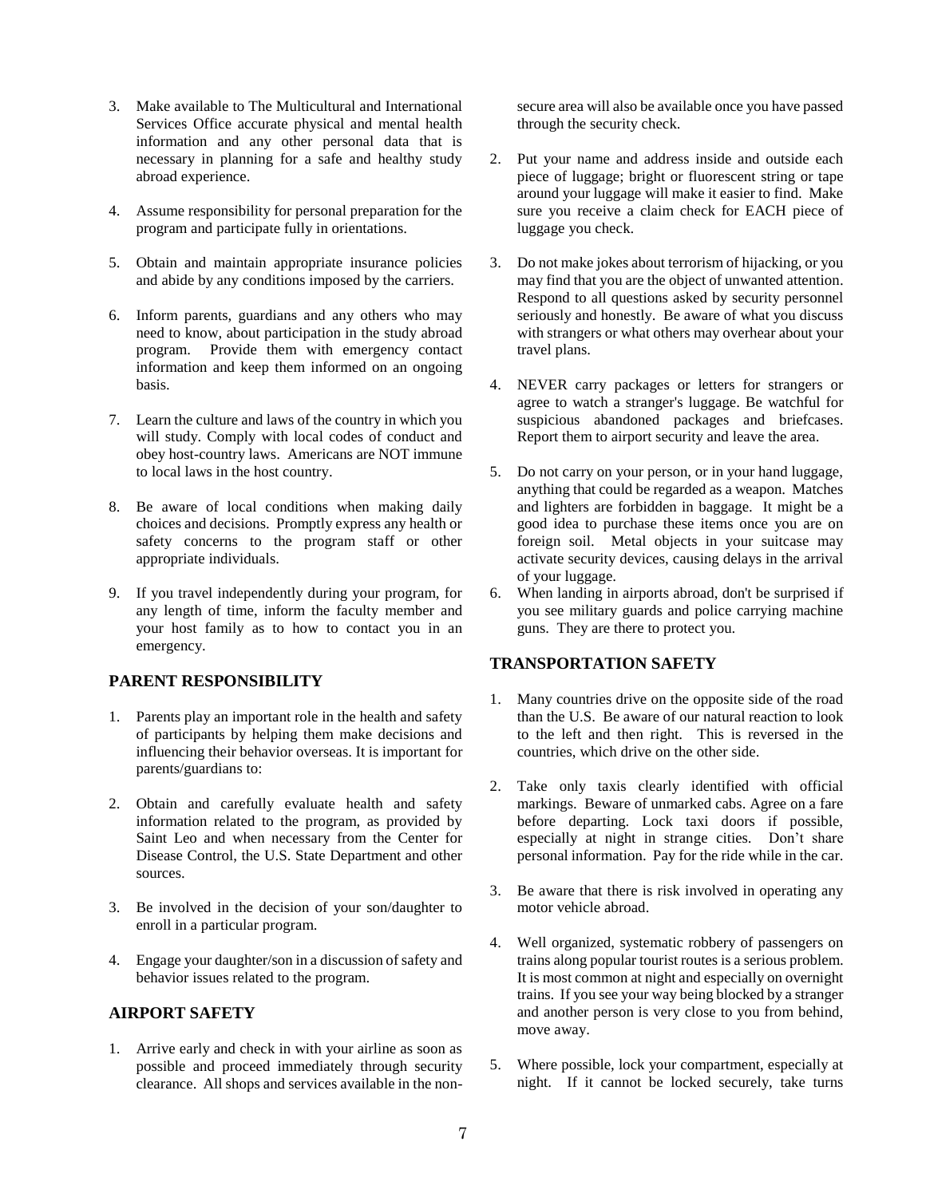3. Make available to The Multicultural and International Services Office accurate physical and mental health information and any other personal data that is necessary in planning for a safe and healthy study abroad experience.

4. Assume responsibility for personal preparation for the program and participate fully in orientations.

5. Obtain and maintain appropriate insurance policies and abide by any conditions imposed by the carriers.

6. Inform parents, guardians and any others who may need to know, about participation in the study abroad program. Provide them with emergency contact information and keep them informed on an ongoing basis.

7. Learn the culture and laws of the country in which you will study. Comply with local codes of conduct and obey host-country laws. Americans are NOT immune to local laws in the host country.

8. Be aware of local conditions when making daily choices and decisions. Promptly express any health or safety concerns to the program staff or other appropriate individuals.

9. If you travel independently during your program, for any length of time, inform the faculty member and your host family as to how to contact you in an emergency.

## PARENT RESPONSIBILITY

1. Parents play an important role in the health and safety of participants by helping them make decisions and influencing their behavior overseas. It is important for parents/guardians to:

2. Obtain and carefully evaluate health and safety information related to the program, as provided by Saint Leo and when necessary from the Center for Disease Control, the U.S. State Department and other sources.

3. Be involved in the decision of your son/daughter to enroll in a particular program.

4. Engage your daughter/son in a discussion of safety and behavior issues related to the program.

## AIRPORT SAFETY

1. Arrive early and check in with your airline as soon as possible and proceed immediately through security clearance. All shops and services available in the non-secure area will also be available once you have passed through the security check.

2. Put your name and address inside and outside each piece of luggage; bright or fluorescent string or tape around your luggage will make it easier to find. Make sure you receive a claim check for EACH piece of luggage you check.

3. Do not make jokes about terrorism of hijacking, or you may find that you are the object of unwanted attention. Respond to all questions asked by security personnel seriously and honestly. Be aware of what you discuss with strangers or what others may overhear about your travel plans.

4. NEVER carry packages or letters for strangers or agree to watch a stranger's luggage. Be watchful for suspicious abandoned packages and briefcases. Report them to airport security and leave the area.

5. Do not carry on your person, or in your hand luggage, anything that could be regarded as a weapon. Matches and lighters are forbidden in baggage. It might be a good idea to purchase these items once you are on foreign soil. Metal objects in your suitcase may activate security devices, causing delays in the arrival of your luggage.

6. When landing in airports abroad, don't be surprised if you see military guards and police carrying machine guns. They are there to protect you.

## TRANSPORTATION SAFETY

1. Many countries drive on the opposite side of the road than the U.S. Be aware of our natural reaction to look to the left and then right. This is reversed in the countries, which drive on the other side.

2. Take only taxis clearly identified with official markings. Beware of unmarked cabs. Agree on a fare before departing. Lock taxi doors if possible, especially at night in strange cities. Don't share personal information. Pay for the ride while in the car.

3. Be aware that there is risk involved in operating any motor vehicle abroad.

4. Well organized, systematic robbery of passengers on trains along popular tourist routes is a serious problem. It is most common at night and especially on overnight trains. If you see your way being blocked by a stranger and another person is very close to you from behind, move away.

5. Where possible, lock your compartment, especially at night. If it cannot be locked securely, take turns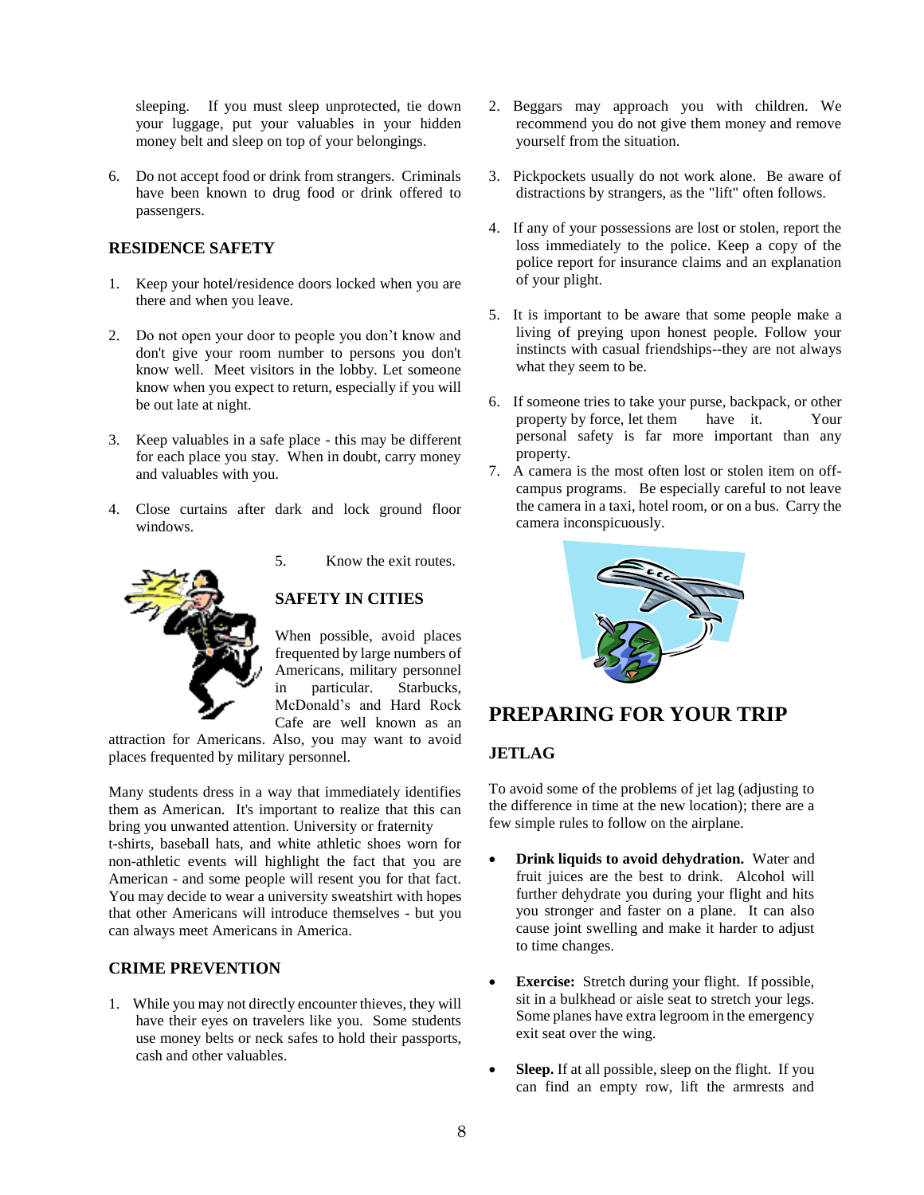sleeping. If you must sleep unprotected, tie down your luggage, put your valuables in your hidden money belt and sleep on top of your belongings.

6. Do not accept food or drink from strangers. Criminals have been known to drug food or drink offered to passengers.

### RESIDENCE SAFETY

1. Keep your hotel/residence doors locked when you are there and when you leave.

2. Do not open your door to people you don't know and don't give your room number to persons you don't know well. Meet visitors in the lobby. Let someone know when you expect to return, especially if you will be out late at night.

3. Keep valuables in a safe place - this may be different for each place you stay. When in doubt, carry money and valuables with you.

4. Close curtains after dark and lock ground floor windows.

5. Know the exit routes.

### SAFETY IN CITIES

When possible, avoid places frequented by large numbers of Americans, military personnel in particular. Starbucks, McDonald's and Hard Rock Cafe are well known as an attraction for Americans. Also, you may want to avoid places frequented by military personnel.

Many students dress in a way that immediately identifies them as American. It's important to realize that this can bring you unwanted attention. University or fraternity t-shirts, baseball hats, and white athletic shoes worn for non-athletic events will highlight the fact that you are American - and some people will resent you for that fact. You may decide to wear a university sweatshirt with hopes that other Americans will introduce themselves - but you can always meet Americans in America.

### CRIME PREVENTION

1. While you may not directly encounter thieves, they will have their eyes on travelers like you. Some students use money belts or neck safes to hold their passports, cash and other valuables.

2. Beggars may approach you with children. We recommend you do not give them money and remove yourself from the situation.

3. Pickpockets usually do not work alone. Be aware of distractions by strangers, as the "lift" often follows.

4. If any of your possessions are lost or stolen, report the loss immediately to the police. Keep a copy of the police report for insurance claims and an explanation of your plight.

5. It is important to be aware that some people make a living of preying upon honest people. Follow your instincts with casual friendships--they are not always what they seem to be.

6. If someone tries to take your purse, backpack, or other property by force, let them have it. Your personal safety is far more important than any property.

7. A camera is the most often lost or stolen item on off-campus programs. Be especially careful to not leave the camera in a taxi, hotel room, or on a bus. Carry the camera inconspicuously.

## PREPARING FOR YOUR TRIP

### JETLAG

To avoid some of the problems of jet lag (adjusting to the difference in time at the new location); there are a few simple rules to follow on the airplane.

- **Drink liquids to avoid dehydration.** Water and fruit juices are the best to drink. Alcohol will further dehydrate you during your flight and hits you stronger and faster on a plane. It can also cause joint swelling and make it harder to adjust to time changes.

- **Exercise:** Stretch during your flight. If possible, sit in a bulkhead or aisle seat to stretch your legs. Some planes have extra legroom in the emergency exit seat over the wing.

- **Sleep.** If at all possible, sleep on the flight. If you can find an empty row, lift the armrests and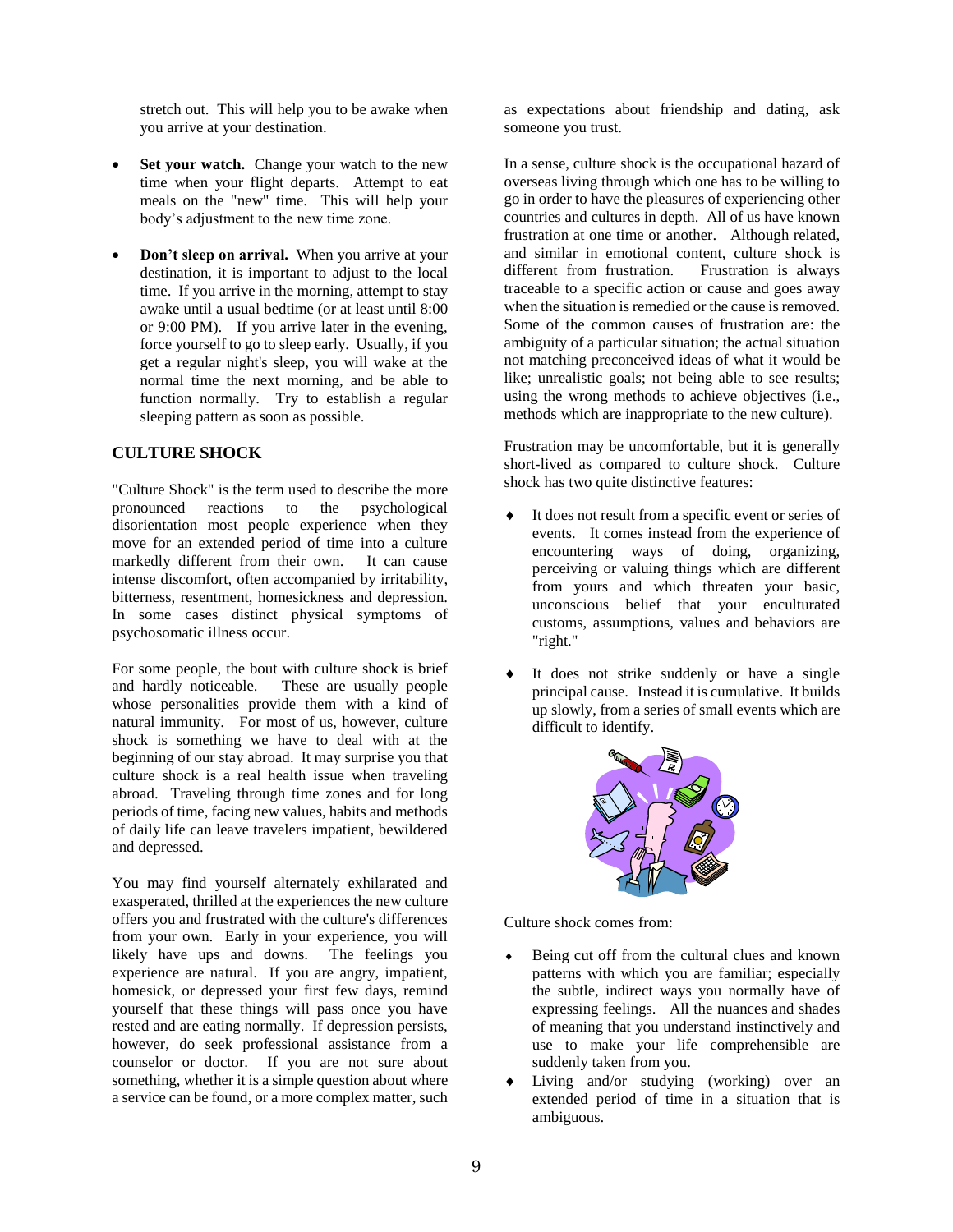stretch out. This will help you to be awake when you arrive at your destination.

- **Set your watch.** Change your watch to the new time when your flight departs. Attempt to eat meals on the "new" time. This will help your body's adjustment to the new time zone.

- **Don't sleep on arrival.** When you arrive at your destination, it is important to adjust to the local time. If you arrive in the morning, attempt to stay awake until a usual bedtime (or at least until 8:00 or 9:00 PM). If you arrive later in the evening, force yourself to go to sleep early. Usually, if you get a regular night's sleep, you will wake at the normal time the next morning, and be able to function normally. Try to establish a regular sleeping pattern as soon as possible.

## CULTURE SHOCK

"Culture Shock" is the term used to describe the more pronounced reactions to the psychological disorientation most people experience when they move for an extended period of time into a culture markedly different from their own. It can cause intense discomfort, often accompanied by irritability, bitterness, resentment, homesickness and depression. In some cases distinct physical symptoms of psychosomatic illness occur.

For some people, the bout with culture shock is brief and hardly noticeable. These are usually people whose personalities provide them with a kind of natural immunity. For most of us, however, culture shock is something we have to deal with at the beginning of our stay abroad. It may surprise you that culture shock is a real health issue when traveling abroad. Traveling through time zones and for long periods of time, facing new values, habits and methods of daily life can leave travelers impatient, bewildered and depressed.

You may find yourself alternately exhilarated and exasperated, thrilled at the experiences the new culture offers you and frustrated with the culture's differences from your own. Early in your experience, you will likely have ups and downs. The feelings you experience are natural. If you are angry, impatient, homesick, or depressed your first few days, remind yourself that these things will pass once you have rested and are eating normally. If depression persists, however, do seek professional assistance from a counselor or doctor. If you are not sure about something, whether it is a simple question about where a service can be found, or a more complex matter, such as expectations about friendship and dating, ask someone you trust.

In a sense, culture shock is the occupational hazard of overseas living through which one has to be willing to go in order to have the pleasures of experiencing other countries and cultures in depth. All of us have known frustration at one time or another. Although related, and similar in emotional content, culture shock is different from frustration. Frustration is always traceable to a specific action or cause and goes away when the situation is remedied or the cause is removed. Some of the common causes of frustration are: the ambiguity of a particular situation; the actual situation not matching preconceived ideas of what it would be like; unrealistic goals; not being able to see results; using the wrong methods to achieve objectives (i.e., methods which are inappropriate to the new culture).

Frustration may be uncomfortable, but it is generally short-lived as compared to culture shock. Culture shock has two quite distinctive features:

- It does not result from a specific event or series of events. It comes instead from the experience of encountering ways of doing, organizing, perceiving or valuing things which are different from yours and which threaten your basic, unconscious belief that your enculturated customs, assumptions, values and behaviors are "right."

- It does not strike suddenly or have a single principal cause. Instead it is cumulative. It builds up slowly, from a series of small events which are difficult to identify.

Culture shock comes from:

- Being cut off from the cultural clues and known patterns with which you are familiar; especially the subtle, indirect ways you normally have of expressing feelings. All the nuances and shades of meaning that you understand instinctively and use to make your life comprehensible are suddenly taken from you.
- Living and/or studying (working) over an extended period of time in a situation that is ambiguous.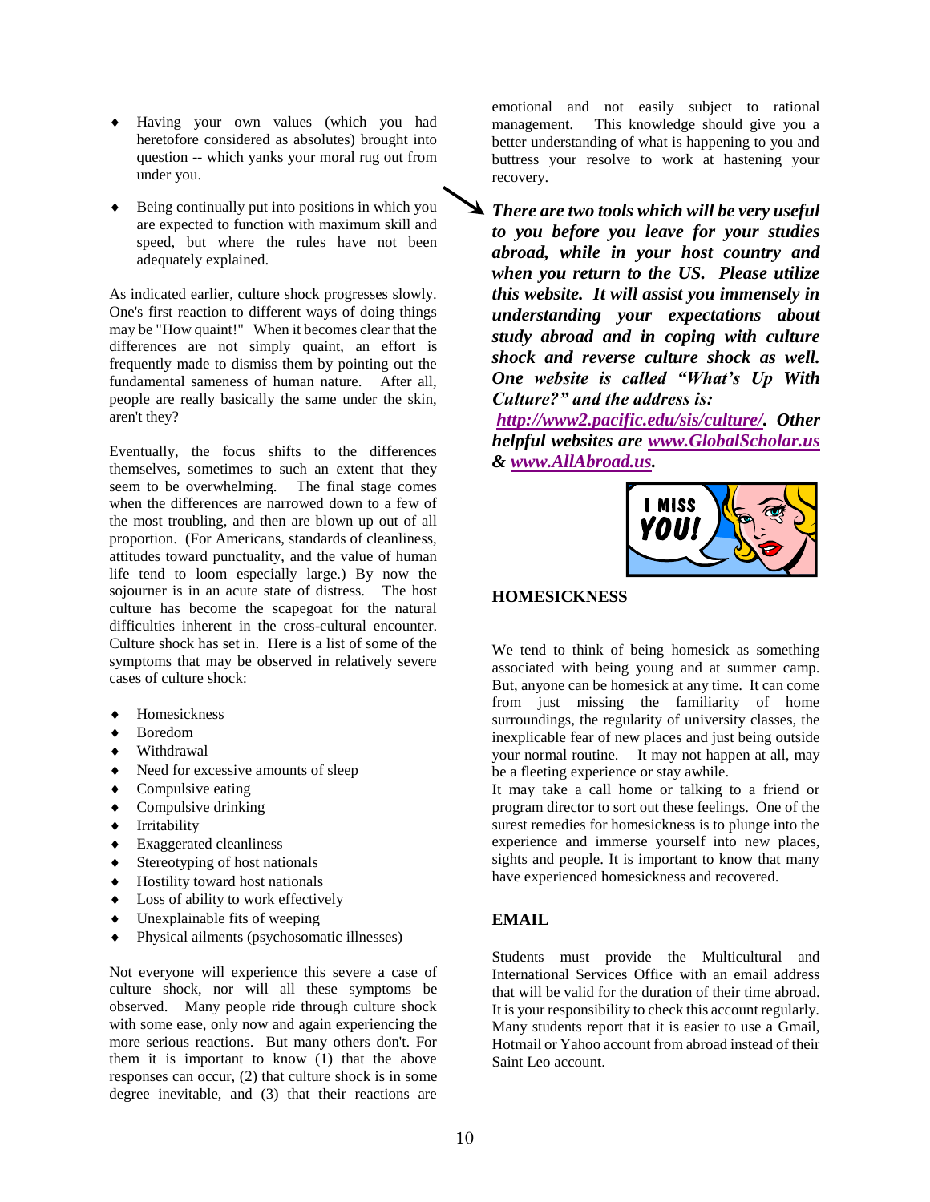- Having your own values (which you had heretofore considered as absolutes) brought into question -- which yanks your moral rug out from under you.

- Being continually put into positions in which you are expected to function with maximum skill and speed, but where the rules have not been adequately explained.

As indicated earlier, culture shock progresses slowly. One's first reaction to different ways of doing things may be "How quaint!" When it becomes clear that the differences are not simply quaint, an effort is frequently made to dismiss them by pointing out the fundamental sameness of human nature. After all, people are really basically the same under the skin, aren't they?

Eventually, the focus shifts to the differences themselves, sometimes to such an extent that they seem to be overwhelming. The final stage comes when the differences are narrowed down to a few of the most troubling, and then are blown up out of all proportion. (For Americans, standards of cleanliness, attitudes toward punctuality, and the value of human life tend to loom especially large.) By now the sojourner is in an acute state of distress. The host culture has become the scapegoat for the natural difficulties inherent in the cross-cultural encounter. Culture shock has set in. Here is a list of some of the symptoms that may be observed in relatively severe cases of culture shock:

- Homesickness
- Boredom
- Withdrawal
- Need for excessive amounts of sleep
- Compulsive eating
- Compulsive drinking
- Irritability
- Exaggerated cleanliness
- Stereotyping of host nationals
- Hostility toward host nationals
- Loss of ability to work effectively
- Unexplainable fits of weeping
- Physical ailments (psychosomatic illnesses)

Not everyone will experience this severe a case of culture shock, nor will all these symptoms be observed. Many people ride through culture shock with some ease, only now and again experiencing the more serious reactions. But many others don't. For them it is important to know (1) that the above responses can occur, (2) that culture shock is in some degree inevitable, and (3) that their reactions are emotional and not easily subject to rational management. This knowledge should give you a better understanding of what is happening to you and buttress your resolve to work at hastening your recovery.

***There are two tools which will be very useful to you before you leave for your studies abroad, while in your host country and when you return to the US. Please utilize this website. It will assist you immensely in understanding your expectations about study abroad and in coping with culture shock and reverse culture shock as well. One website is called "What's Up With Culture?" and the address is: http://www2.pacific.edu/sis/culture/. Other helpful websites are www.GlobalScholar.us & www.AllAbroad.us.***

## HOMESICKNESS

We tend to think of being homesick as something associated with being young and at summer camp. But, anyone can be homesick at any time. It can come from just missing the familiarity of home surroundings, the regularity of university classes, the inexplicable fear of new places and just being outside your normal routine. It may not happen at all, may be a fleeting experience or stay awhile.
It may take a call home or talking to a friend or program director to sort out these feelings. One of the surest remedies for homesickness is to plunge into the experience and immerse yourself into new places, sights and people. It is important to know that many have experienced homesickness and recovered.

## EMAIL

Students must provide the Multicultural and International Services Office with an email address that will be valid for the duration of their time abroad. It is your responsibility to check this account regularly. Many students report that it is easier to use a Gmail, Hotmail or Yahoo account from abroad instead of their Saint Leo account.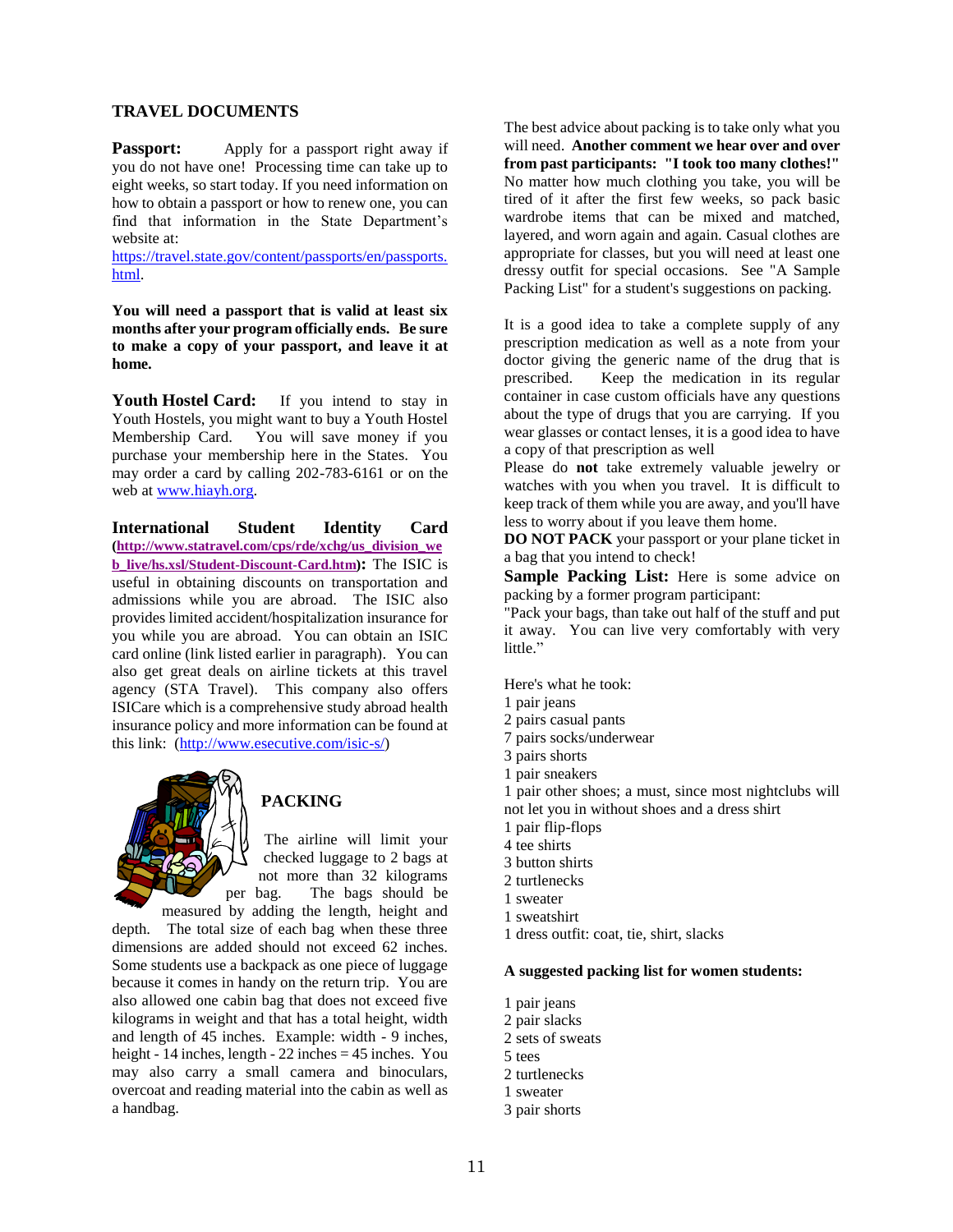## TRAVEL DOCUMENTS

**Passport:** Apply for a passport right away if you do not have one! Processing time can take up to eight weeks, so start today. If you need information on how to obtain a passport or how to renew one, you can find that information in the State Department's website at: https://travel.state.gov/content/passports/en/passports.html.

**You will need a passport that is valid at least six months after your program officially ends. Be sure to make a copy of your passport, and leave it at home.**

**Youth Hostel Card:** If you intend to stay in Youth Hostels, you might want to buy a Youth Hostel Membership Card. You will save money if you purchase your membership here in the States. You may order a card by calling 202-783-6161 or on the web at www.hiayh.org.

**International Student Identity Card (http://www.statravel.com/cps/rde/xchg/us_division_web_live/hs.xsl/Student-Discount-Card.htm):** The ISIC is useful in obtaining discounts on transportation and admissions while you are abroad. The ISIC also provides limited accident/hospitalization insurance for you while you are abroad. You can obtain an ISIC card online (link listed earlier in paragraph). You can also get great deals on airline tickets at this travel agency (STA Travel). This company also offers ISICare which is a comprehensive study abroad health insurance policy and more information can be found at this link: (http://www.esecutive.com/isic-s/)

## PACKING

The airline will limit your checked luggage to 2 bags at not more than 32 kilograms per bag. The bags should be measured by adding the length, height and depth. The total size of each bag when these three dimensions are added should not exceed 62 inches. Some students use a backpack as one piece of luggage because it comes in handy on the return trip. You are also allowed one cabin bag that does not exceed five kilograms in weight and that has a total height, width and length of 45 inches. Example: width - 9 inches, height - 14 inches, length - 22 inches = 45 inches. You may also carry a small camera and binoculars, overcoat and reading material into the cabin as well as a handbag.

The best advice about packing is to take only what you will need. **Another comment we hear over and over from past participants: "I took too many clothes!"** No matter how much clothing you take, you will be tired of it after the first few weeks, so pack basic wardrobe items that can be mixed and matched, layered, and worn again and again. Casual clothes are appropriate for classes, but you will need at least one dressy outfit for special occasions. See "A Sample Packing List" for a student's suggestions on packing.

It is a good idea to take a complete supply of any prescription medication as well as a note from your doctor giving the generic name of the drug that is prescribed. Keep the medication in its regular container in case custom officials have any questions about the type of drugs that you are carrying. If you wear glasses or contact lenses, it is a good idea to have a copy of that prescription as well

Please do **not** take extremely valuable jewelry or watches with you when you travel. It is difficult to keep track of them while you are away, and you'll have less to worry about if you leave them home.

**DO NOT PACK** your passport or your plane ticket in a bag that you intend to check!

**Sample Packing List:** Here is some advice on packing by a former program participant:

"Pack your bags, than take out half of the stuff and put it away. You can live very comfortably with very little."

Here's what he took:

1 pair jeans
2 pairs casual pants
7 pairs socks/underwear
3 pairs shorts
1 pair sneakers
1 pair other shoes; a must, since most nightclubs will not let you in without shoes and a dress shirt
1 pair flip-flops
4 tee shirts
3 button shirts
2 turtlenecks
1 sweater
1 sweatshirt
1 dress outfit: coat, tie, shirt, slacks

**A suggested packing list for women students:**

1 pair jeans
2 pair slacks
2 sets of sweats
5 tees
2 turtlenecks
1 sweater
3 pair shorts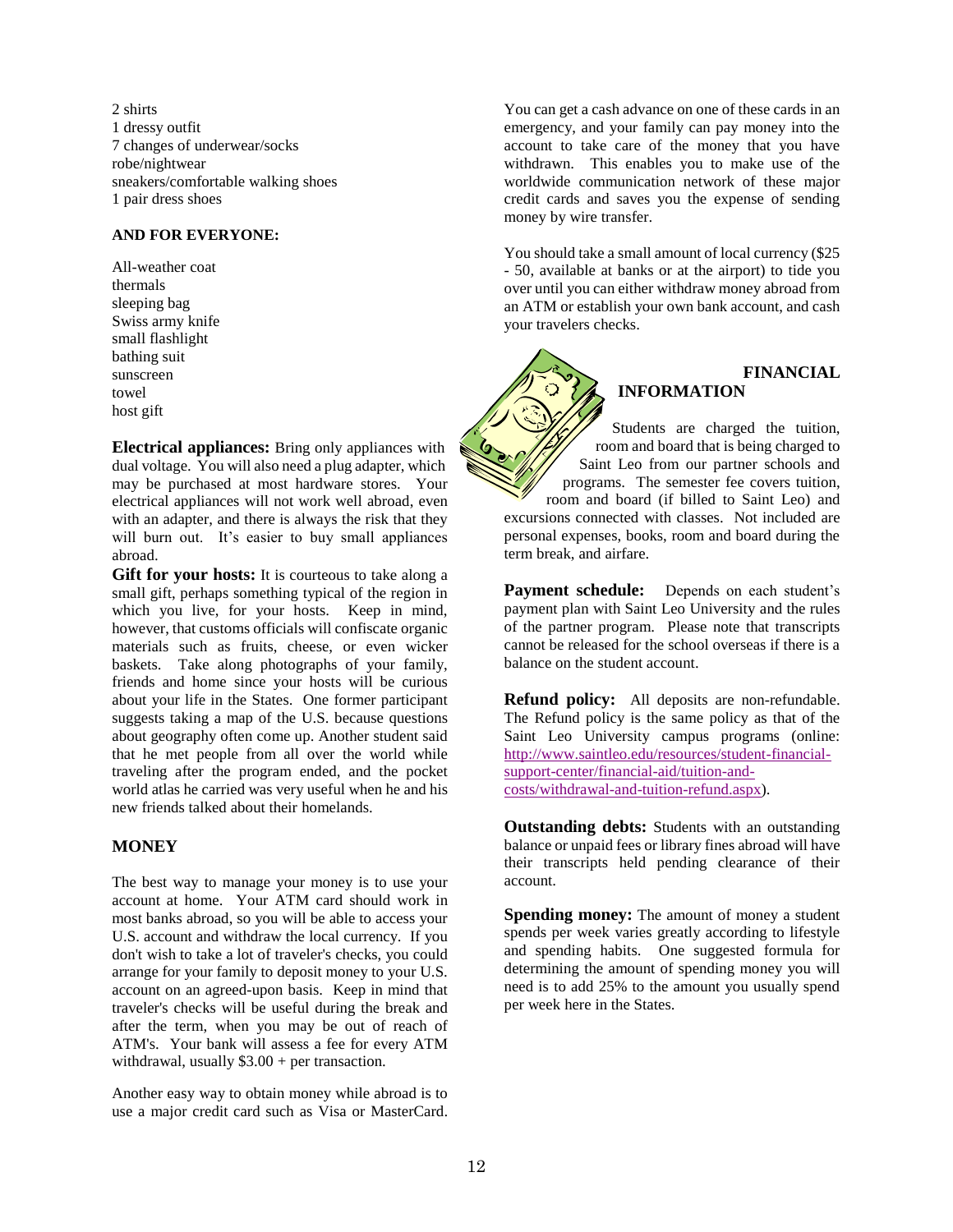2 shirts
1 dressy outfit
7 changes of underwear/socks
robe/nightwear
sneakers/comfortable walking shoes
1 pair dress shoes

**AND FOR EVERYONE:**

All-weather coat
thermals
sleeping bag
Swiss army knife
small flashlight
bathing suit
sunscreen
towel
host gift

**Electrical appliances:** Bring only appliances with dual voltage. You will also need a plug adapter, which may be purchased at most hardware stores. Your electrical appliances will not work well abroad, even with an adapter, and there is always the risk that they will burn out. It's easier to buy small appliances abroad.

**Gift for your hosts:** It is courteous to take along a small gift, perhaps something typical of the region in which you live, for your hosts. Keep in mind, however, that customs officials will confiscate organic materials such as fruits, cheese, or even wicker baskets. Take along photographs of your family, friends and home since your hosts will be curious about your life in the States. One former participant suggests taking a map of the U.S. because questions about geography often come up. Another student said that he met people from all over the world while traveling after the program ended, and the pocket world atlas he carried was very useful when he and his new friends talked about their homelands.

## MONEY

The best way to manage your money is to use your account at home. Your ATM card should work in most banks abroad, so you will be able to access your U.S. account and withdraw the local currency. If you don't wish to take a lot of traveler's checks, you could arrange for your family to deposit money to your U.S. account on an agreed-upon basis. Keep in mind that traveler's checks will be useful during the break and after the term, when you may be out of reach of ATM's. Your bank will assess a fee for every ATM withdrawal, usually $3.00 + per transaction.

Another easy way to obtain money while abroad is to use a major credit card such as Visa or MasterCard. You can get a cash advance on one of these cards in an emergency, and your family can pay money into the account to take care of the money that you have withdrawn. This enables you to make use of the worldwide communication network of these major credit cards and saves you the expense of sending money by wire transfer.

You should take a small amount of local currency ($25 - 50, available at banks or at the airport) to tide you over until you can either withdraw money abroad from an ATM or establish your own bank account, and cash your travelers checks.

## FINANCIAL INFORMATION

Students are charged the tuition, room and board that is being charged to Saint Leo from our partner schools and programs. The semester fee covers tuition, room and board (if billed to Saint Leo) and excursions connected with classes. Not included are personal expenses, books, room and board during the term break, and airfare.

**Payment schedule:** Depends on each student's payment plan with Saint Leo University and the rules of the partner program. Please note that transcripts cannot be released for the school overseas if there is a balance on the student account.

**Refund policy:** All deposits are non-refundable. The Refund policy is the same policy as that of the Saint Leo University campus programs (online: http://www.saintleo.edu/resources/student-financial-support-center/financial-aid/tuition-and-costs/withdrawal-and-tuition-refund.aspx).

**Outstanding debts:** Students with an outstanding balance or unpaid fees or library fines abroad will have their transcripts held pending clearance of their account.

**Spending money:** The amount of money a student spends per week varies greatly according to lifestyle and spending habits. One suggested formula for determining the amount of spending money you will need is to add 25% to the amount you usually spend per week here in the States.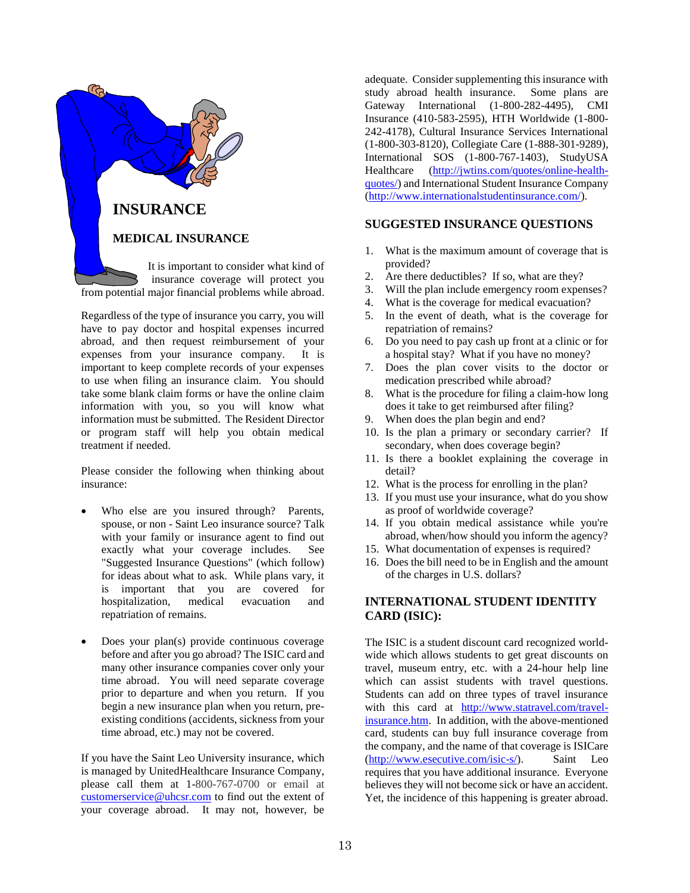# INSURANCE

## MEDICAL INSURANCE

It is important to consider what kind of insurance coverage will protect you from potential major financial problems while abroad.

Regardless of the type of insurance you carry, you will have to pay doctor and hospital expenses incurred abroad, and then request reimbursement of your expenses from your insurance company. It is important to keep complete records of your expenses to use when filing an insurance claim. You should take some blank claim forms or have the online claim information with you, so you will know what information must be submitted. The Resident Director or program staff will help you obtain medical treatment if needed.

Please consider the following when thinking about insurance:

- Who else are you insured through? Parents, spouse, or non - Saint Leo insurance source? Talk with your family or insurance agent to find out exactly what your coverage includes. See "Suggested Insurance Questions" (which follow) for ideas about what to ask. While plans vary, it is important that you are covered for hospitalization, medical evacuation and repatriation of remains.

- Does your plan(s) provide continuous coverage before and after you go abroad? The ISIC card and many other insurance companies cover only your time abroad. You will need separate coverage prior to departure and when you return. If you begin a new insurance plan when you return, pre-existing conditions (accidents, sickness from your time abroad, etc.) may not be covered.

If you have the Saint Leo University insurance, which is managed by UnitedHealthcare Insurance Company, please call them at 1-800-767-0700 or email at customerservice@uhcsr.com to find out the extent of your coverage abroad. It may not, however, be adequate. Consider supplementing this insurance with study abroad health insurance. Some plans are Gateway International (1-800-282-4495), CMI Insurance (410-583-2595), HTH Worldwide (1-800-242-4178), Cultural Insurance Services International (1-800-303-8120), Collegiate Care (1-888-301-9289), International SOS (1-800-767-1403), StudyUSA Healthcare (http://jwtins.com/quotes/online-health-quotes/) and International Student Insurance Company (http://www.internationalstudentinsurance.com/).

## SUGGESTED INSURANCE QUESTIONS

1. What is the maximum amount of coverage that is provided?
2. Are there deductibles? If so, what are they?
3. Will the plan include emergency room expenses?
4. What is the coverage for medical evacuation?
5. In the event of death, what is the coverage for repatriation of remains?
6. Do you need to pay cash up front at a clinic or for a hospital stay? What if you have no money?
7. Does the plan cover visits to the doctor or medication prescribed while abroad?
8. What is the procedure for filing a claim-how long does it take to get reimbursed after filing?
9. When does the plan begin and end?
10. Is the plan a primary or secondary carrier? If secondary, when does coverage begin?
11. Is there a booklet explaining the coverage in detail?
12. What is the process for enrolling in the plan?
13. If you must use your insurance, what do you show as proof of worldwide coverage?
14. If you obtain medical assistance while you're abroad, when/how should you inform the agency?
15. What documentation of expenses is required?
16. Does the bill need to be in English and the amount of the charges in U.S. dollars?

## INTERNATIONAL STUDENT IDENTITY CARD (ISIC):

The ISIC is a student discount card recognized world-wide which allows students to get great discounts on travel, museum entry, etc. with a 24-hour help line which can assist students with travel questions. Students can add on three types of travel insurance with this card at http://www.statravel.com/travel-insurance.htm. In addition, with the above-mentioned card, students can buy full insurance coverage from the company, and the name of that coverage is ISICare (http://www.esecutive.com/isic-s/). Saint Leo requires that you have additional insurance. Everyone believes they will not become sick or have an accident. Yet, the incidence of this happening is greater abroad.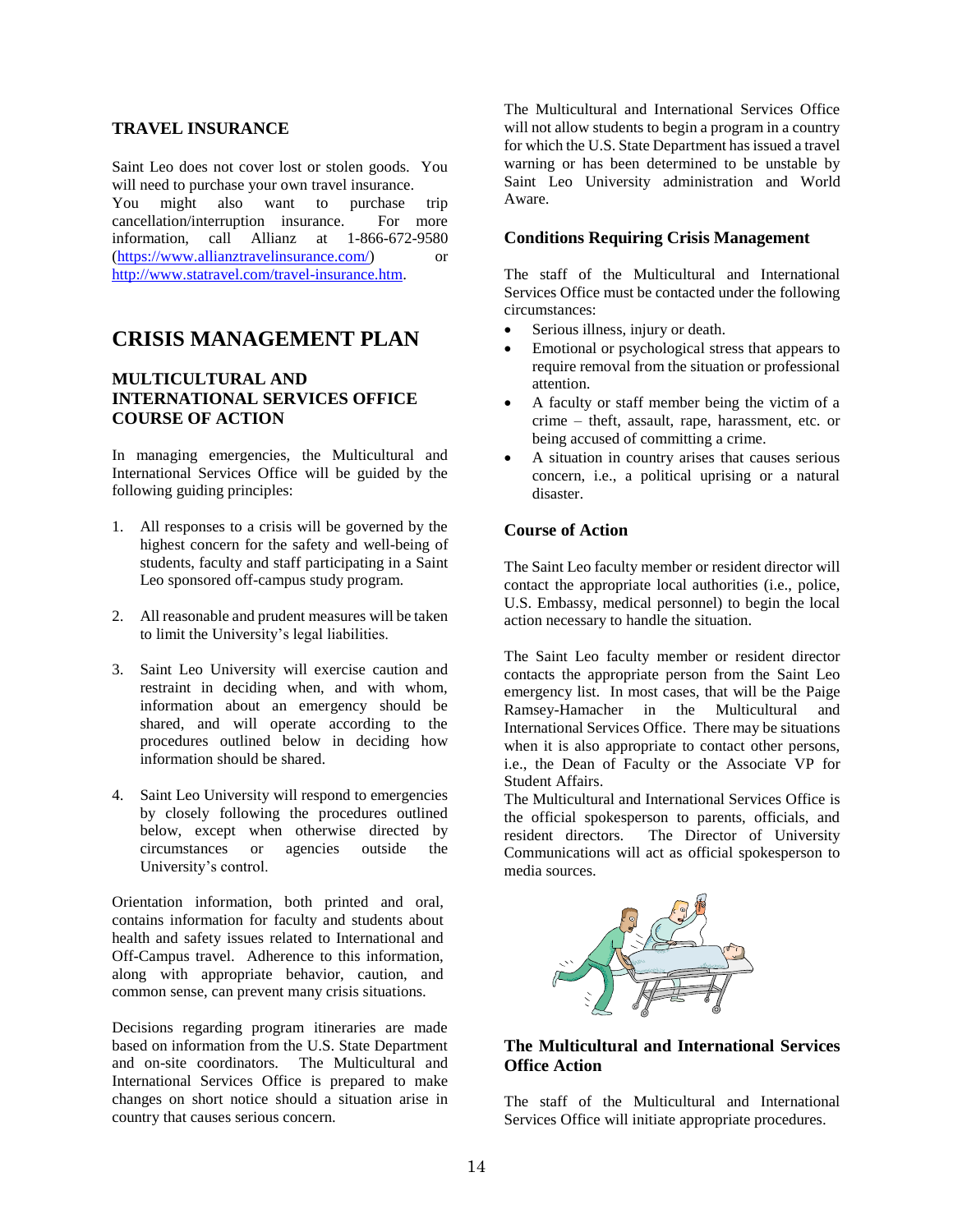### TRAVEL INSURANCE

Saint Leo does not cover lost or stolen goods. You will need to purchase your own travel insurance. You might also want to purchase trip cancellation/interruption insurance. For more information, call Allianz at 1-866-672-9580 (https://www.allianztravelinsurance.com/) or http://www.statravel.com/travel-insurance.htm.

## CRISIS MANAGEMENT PLAN

### MULTICULTURAL AND INTERNATIONAL SERVICES OFFICE COURSE OF ACTION

In managing emergencies, the Multicultural and International Services Office will be guided by the following guiding principles:

1. All responses to a crisis will be governed by the highest concern for the safety and well-being of students, faculty and staff participating in a Saint Leo sponsored off-campus study program.

2. All reasonable and prudent measures will be taken to limit the University's legal liabilities.

3. Saint Leo University will exercise caution and restraint in deciding when, and with whom, information about an emergency should be shared, and will operate according to the procedures outlined below in deciding how information should be shared.

4. Saint Leo University will respond to emergencies by closely following the procedures outlined below, except when otherwise directed by circumstances or agencies outside the University's control.

Orientation information, both printed and oral, contains information for faculty and students about health and safety issues related to International and Off-Campus travel. Adherence to this information, along with appropriate behavior, caution, and common sense, can prevent many crisis situations.

Decisions regarding program itineraries are made based on information from the U.S. State Department and on-site coordinators. The Multicultural and International Services Office is prepared to make changes on short notice should a situation arise in country that causes serious concern.

The Multicultural and International Services Office will not allow students to begin a program in a country for which the U.S. State Department has issued a travel warning or has been determined to be unstable by Saint Leo University administration and World Aware.

### Conditions Requiring Crisis Management

The staff of the Multicultural and International Services Office must be contacted under the following circumstances:

- Serious illness, injury or death.
- Emotional or psychological stress that appears to require removal from the situation or professional attention.
- A faculty or staff member being the victim of a crime – theft, assault, rape, harassment, etc. or being accused of committing a crime.
- A situation in country arises that causes serious concern, i.e., a political uprising or a natural disaster.

### Course of Action

The Saint Leo faculty member or resident director will contact the appropriate local authorities (i.e., police, U.S. Embassy, medical personnel) to begin the local action necessary to handle the situation.

The Saint Leo faculty member or resident director contacts the appropriate person from the Saint Leo emergency list. In most cases, that will be the Paige Ramsey-Hamacher in the Multicultural and International Services Office. There may be situations when it is also appropriate to contact other persons, i.e., the Dean of Faculty or the Associate VP for Student Affairs.

The Multicultural and International Services Office is the official spokesperson to parents, officials, and resident directors. The Director of University Communications will act as official spokesperson to media sources.

### The Multicultural and International Services Office Action

The staff of the Multicultural and International Services Office will initiate appropriate procedures.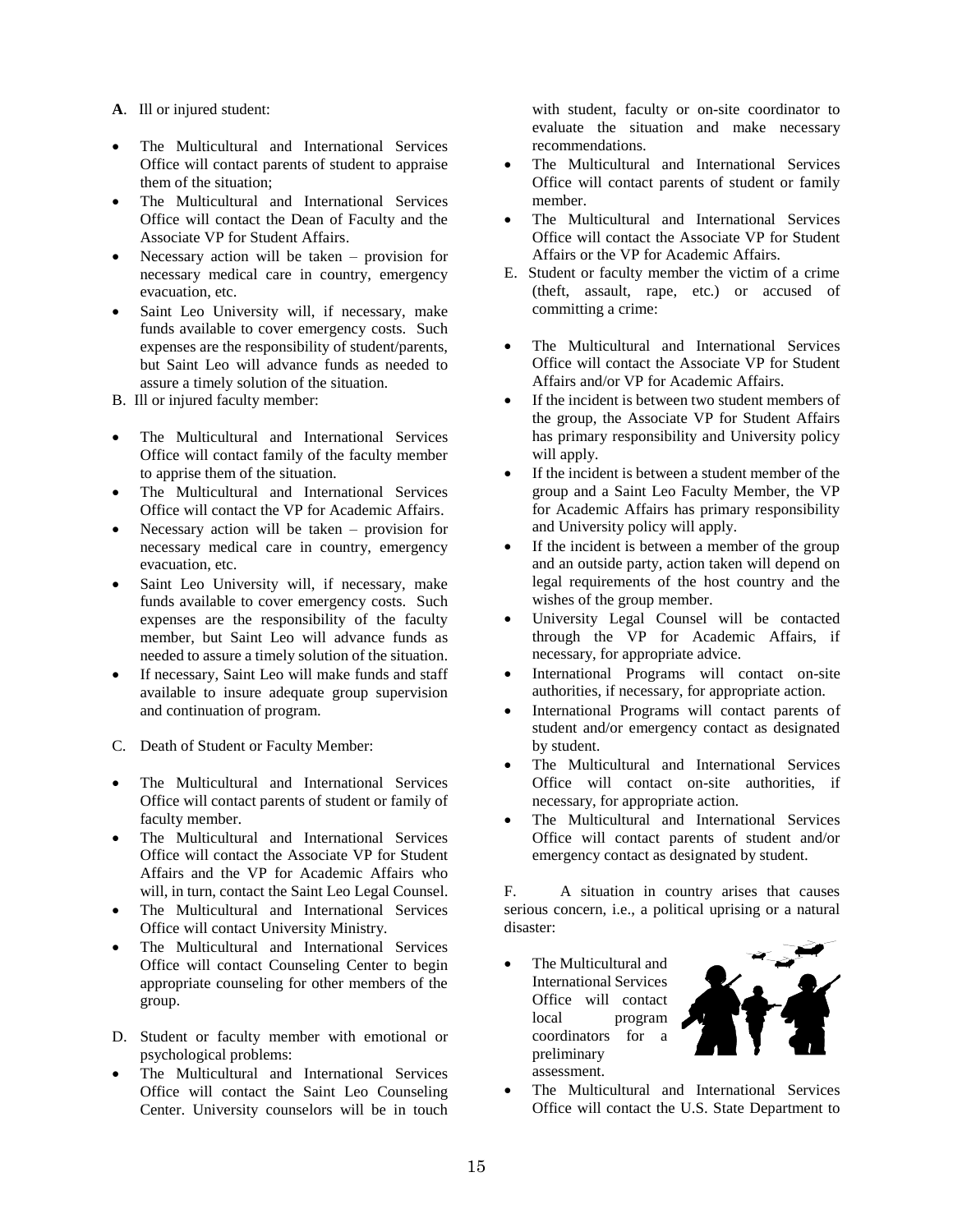**A**. Ill or injured student:

- The Multicultural and International Services Office will contact parents of student to appraise them of the situation;
- The Multicultural and International Services Office will contact the Dean of Faculty and the Associate VP for Student Affairs.
- Necessary action will be taken – provision for necessary medical care in country, emergency evacuation, etc.
- Saint Leo University will, if necessary, make funds available to cover emergency costs. Such expenses are the responsibility of student/parents, but Saint Leo will advance funds as needed to assure a timely solution of the situation.

B. Ill or injured faculty member:

- The Multicultural and International Services Office will contact family of the faculty member to apprise them of the situation.
- The Multicultural and International Services Office will contact the VP for Academic Affairs.
- Necessary action will be taken – provision for necessary medical care in country, emergency evacuation, etc.
- Saint Leo University will, if necessary, make funds available to cover emergency costs. Such expenses are the responsibility of the faculty member, but Saint Leo will advance funds as needed to assure a timely solution of the situation.
- If necessary, Saint Leo will make funds and staff available to insure adequate group supervision and continuation of program.

C. Death of Student or Faculty Member:

- The Multicultural and International Services Office will contact parents of student or family of faculty member.
- The Multicultural and International Services Office will contact the Associate VP for Student Affairs and the VP for Academic Affairs who will, in turn, contact the Saint Leo Legal Counsel.
- The Multicultural and International Services Office will contact University Ministry.
- The Multicultural and International Services Office will contact Counseling Center to begin appropriate counseling for other members of the group.

D. Student or faculty member with emotional or psychological problems:

- The Multicultural and International Services Office will contact the Saint Leo Counseling Center. University counselors will be in touch with student, faculty or on-site coordinator to evaluate the situation and make necessary recommendations.
- The Multicultural and International Services Office will contact parents of student or family member.
- The Multicultural and International Services Office will contact the Associate VP for Student Affairs or the VP for Academic Affairs.

E. Student or faculty member the victim of a crime (theft, assault, rape, etc.) or accused of committing a crime:

- The Multicultural and International Services Office will contact the Associate VP for Student Affairs and/or VP for Academic Affairs.
- If the incident is between two student members of the group, the Associate VP for Student Affairs has primary responsibility and University policy will apply.
- If the incident is between a student member of the group and a Saint Leo Faculty Member, the VP for Academic Affairs has primary responsibility and University policy will apply.
- If the incident is between a member of the group and an outside party, action taken will depend on legal requirements of the host country and the wishes of the group member.
- University Legal Counsel will be contacted through the VP for Academic Affairs, if necessary, for appropriate advice.
- International Programs will contact on-site authorities, if necessary, for appropriate action.
- International Programs will contact parents of student and/or emergency contact as designated by student.
- The Multicultural and International Services Office will contact on-site authorities, if necessary, for appropriate action.
- The Multicultural and International Services Office will contact parents of student and/or emergency contact as designated by student.

F. A situation in country arises that causes serious concern, i.e., a political uprising or a natural disaster:

- The Multicultural and International Services Office will contact local program coordinators for a preliminary assessment.
- The Multicultural and International Services Office will contact the U.S. State Department to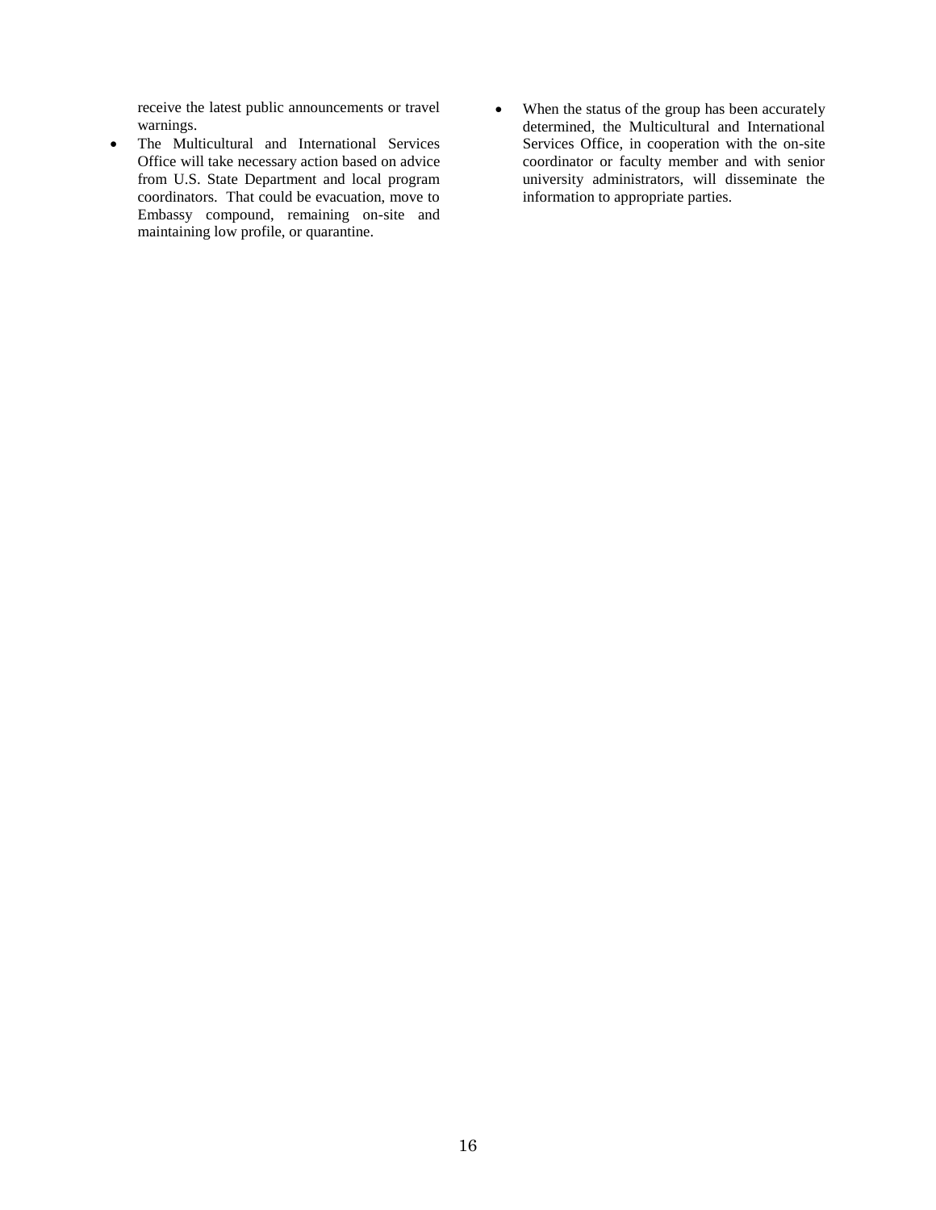receive the latest public announcements or travel warnings.

- The Multicultural and International Services Office will take necessary action based on advice from U.S. State Department and local program coordinators. That could be evacuation, move to Embassy compound, remaining on-site and maintaining low profile, or quarantine.
- When the status of the group has been accurately determined, the Multicultural and International Services Office, in cooperation with the on-site coordinator or faculty member and with senior university administrators, will disseminate the information to appropriate parties.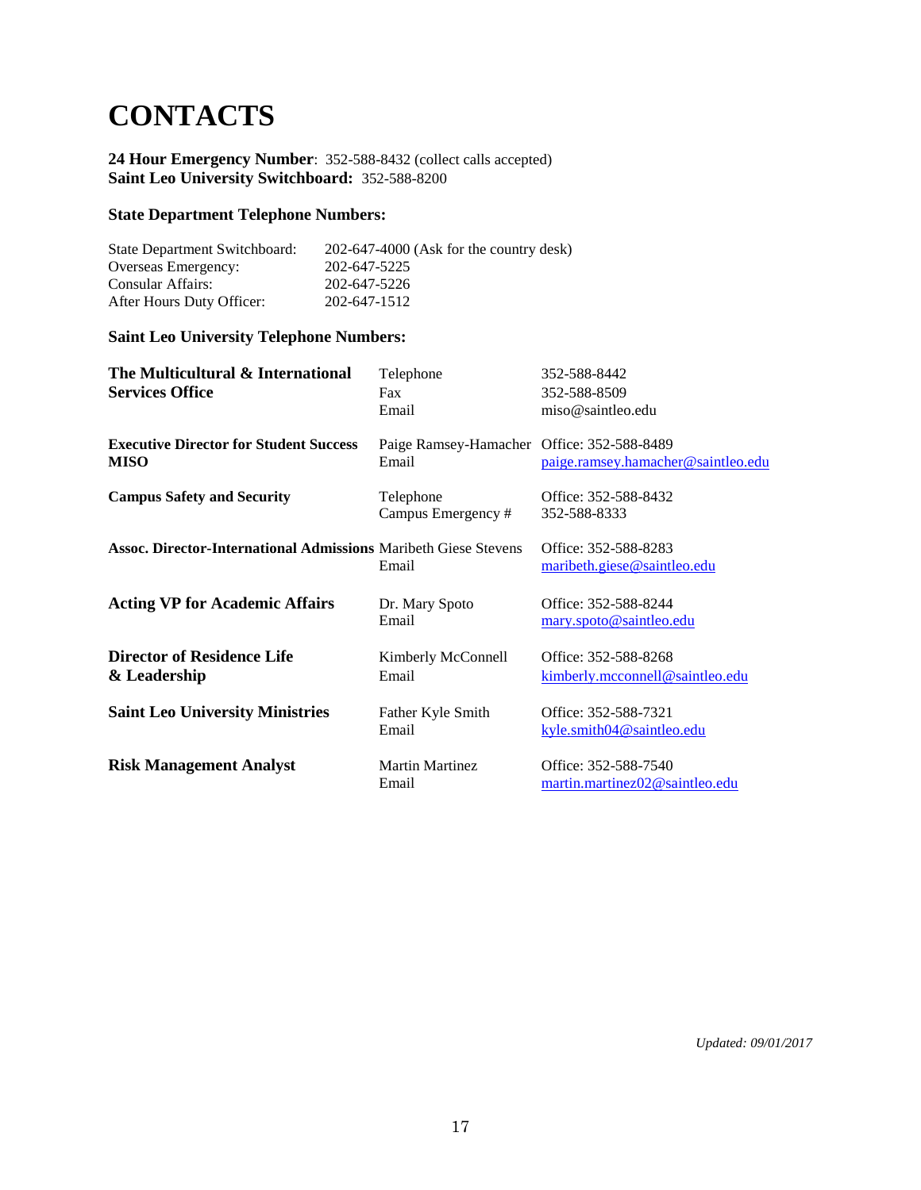# CONTACTS

**24 Hour Emergency Number**: 352-588-8432 (collect calls accepted)
**Saint Leo University Switchboard:** 352-588-8200

### State Department Telephone Numbers:

| | |
|---|---|
| State Department Switchboard: | 202-647-4000 (Ask for the country desk) |
| Overseas Emergency: | 202-647-5225 |
| Consular Affairs: | 202-647-5226 |
| After Hours Duty Officer: | 202-647-1512 |

### Saint Leo University Telephone Numbers:

| | | |
|---|---|---|
| **The Multicultural & International Services Office** | Telephone | 352-588-8442 |
| | Fax | 352-588-8509 |
| | Email | miso@saintleo.edu |
| **Executive Director for Student Success MISO** | Paige Ramsey-Hamacher | Office: 352-588-8489 |
| | Email | paige.ramsey.hamacher@saintleo.edu |
| **Campus Safety and Security** | Telephone | Office: 352-588-8432 |
| | Campus Emergency # | 352-588-8333 |
| **Assoc. Director-International Admissions** | Maribeth Giese Stevens | Office: 352-588-8283 |
| | Email | maribeth.giese@saintleo.edu |
| **Acting VP for Academic Affairs** | Dr. Mary Spoto | Office: 352-588-8244 |
| | Email | mary.spoto@saintleo.edu |
| **Director of Residence Life & Leadership** | Kimberly McConnell | Office: 352-588-8268 |
| | Email | kimberly.mcconnell@saintleo.edu |
| **Saint Leo University Ministries** | Father Kyle Smith | Office: 352-588-7321 |
| | Email | kyle.smith04@saintleo.edu |
| **Risk Management Analyst** | Martin Martinez | Office: 352-588-7540 |
| | Email | martin.martinez02@saintleo.edu |

*Updated: 09/01/2017*